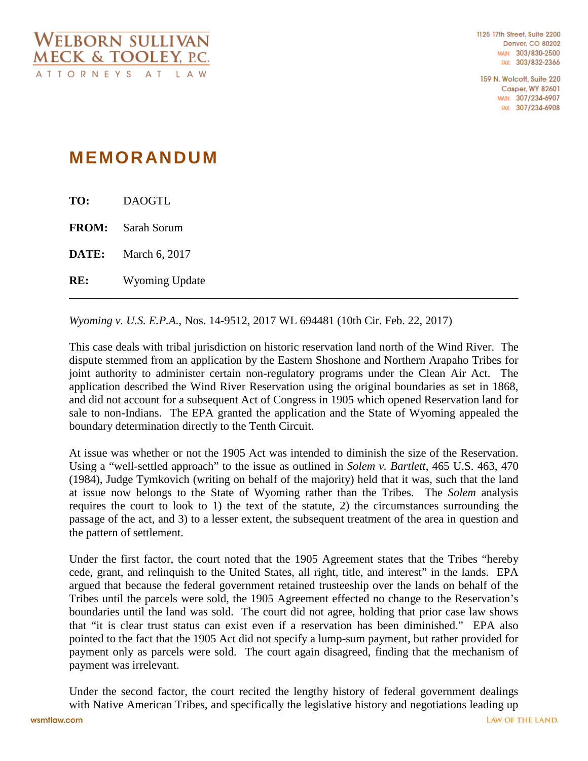WELBORN SULLIVAN MECK & TOOLEY, P.C.
ATTORNEYS AT LAW

1125 17th Street, Suite 2200
Denver, CO 80202
MAIN: 303/830-2500
FAX: 303/832-2366

159 N. Wolcott, Suite 220
Casper, WY 82601
MAIN: 307/234-6907
FAX: 307/234-6908

# MEMORANDUM

**TO:** DAOGTL

**FROM:** Sarah Sorum

**DATE:** March 6, 2017

**RE:** Wyoming Update

---

*Wyoming v. U.S. E.P.A.*, Nos. 14-9512, 2017 WL 694481 (10th Cir. Feb. 22, 2017)

This case deals with tribal jurisdiction on historic reservation land north of the Wind River. The dispute stemmed from an application by the Eastern Shoshone and Northern Arapaho Tribes for joint authority to administer certain non-regulatory programs under the Clean Air Act. The application described the Wind River Reservation using the original boundaries as set in 1868, and did not account for a subsequent Act of Congress in 1905 which opened Reservation land for sale to non-Indians. The EPA granted the application and the State of Wyoming appealed the boundary determination directly to the Tenth Circuit.

At issue was whether or not the 1905 Act was intended to diminish the size of the Reservation. Using a "well-settled approach" to the issue as outlined in *Solem v. Bartlett*, 465 U.S. 463, 470 (1984), Judge Tymkovich (writing on behalf of the majority) held that it was, such that the land at issue now belongs to the State of Wyoming rather than the Tribes. The *Solem* analysis requires the court to look to 1) the text of the statute, 2) the circumstances surrounding the passage of the act, and 3) to a lesser extent, the subsequent treatment of the area in question and the pattern of settlement.

Under the first factor, the court noted that the 1905 Agreement states that the Tribes "hereby cede, grant, and relinquish to the United States, all right, title, and interest" in the lands. EPA argued that because the federal government retained trusteeship over the lands on behalf of the Tribes until the parcels were sold, the 1905 Agreement effected no change to the Reservation's boundaries until the land was sold. The court did not agree, holding that prior case law shows that "it is clear trust status can exist even if a reservation has been diminished." EPA also pointed to the fact that the 1905 Act did not specify a lump-sum payment, but rather provided for payment only as parcels were sold. The court again disagreed, finding that the mechanism of payment was irrelevant.

Under the second factor, the court recited the lengthy history of federal government dealings with Native American Tribes, and specifically the legislative history and negotiations leading up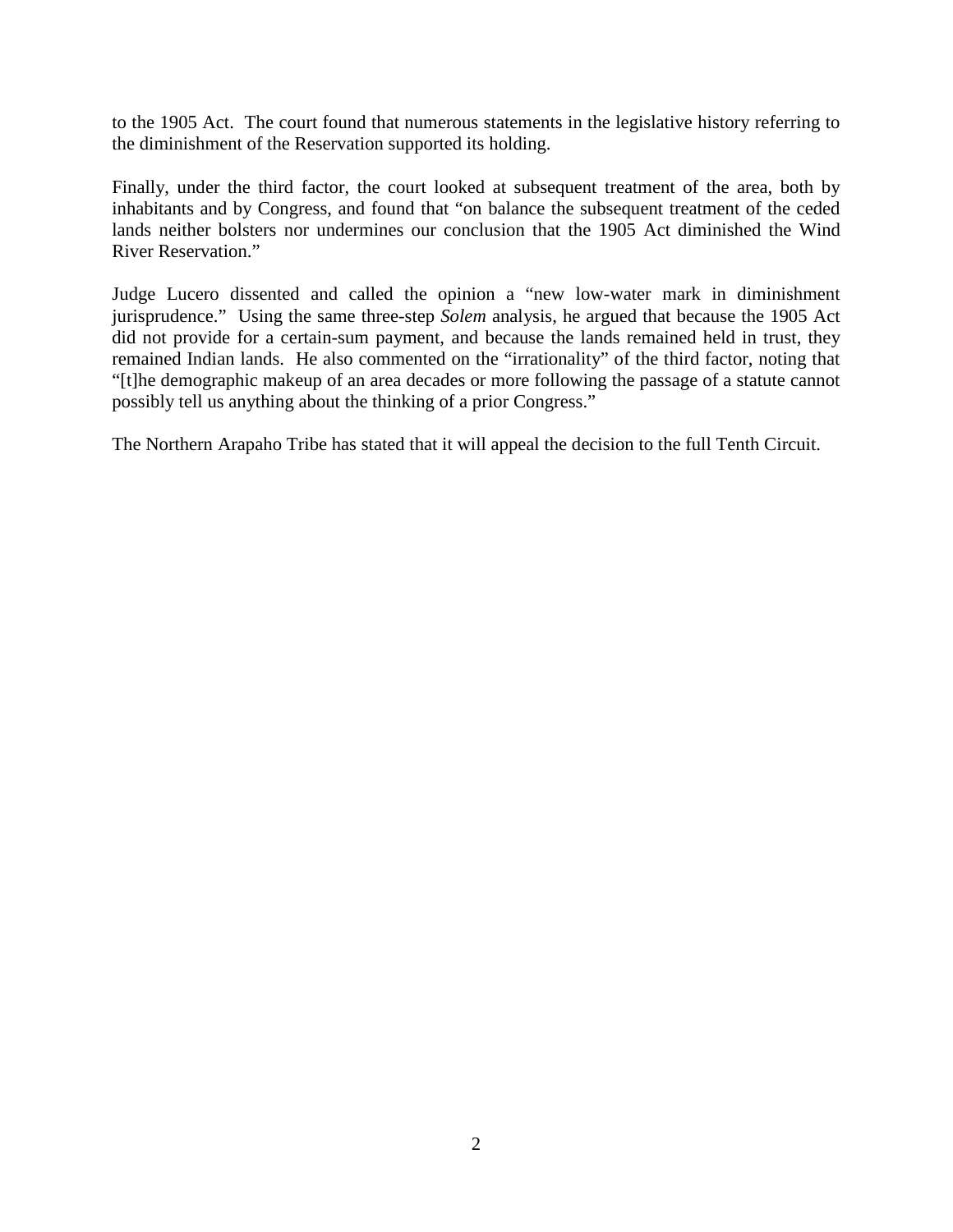to the 1905 Act. The court found that numerous statements in the legislative history referring to the diminishment of the Reservation supported its holding.

Finally, under the third factor, the court looked at subsequent treatment of the area, both by inhabitants and by Congress, and found that "on balance the subsequent treatment of the ceded lands neither bolsters nor undermines our conclusion that the 1905 Act diminished the Wind River Reservation."

Judge Lucero dissented and called the opinion a "new low-water mark in diminishment jurisprudence." Using the same three-step *Solem* analysis, he argued that because the 1905 Act did not provide for a certain-sum payment, and because the lands remained held in trust, they remained Indian lands. He also commented on the "irrationality" of the third factor, noting that "[t]he demographic makeup of an area decades or more following the passage of a statute cannot possibly tell us anything about the thinking of a prior Congress."

The Northern Arapaho Tribe has stated that it will appeal the decision to the full Tenth Circuit.